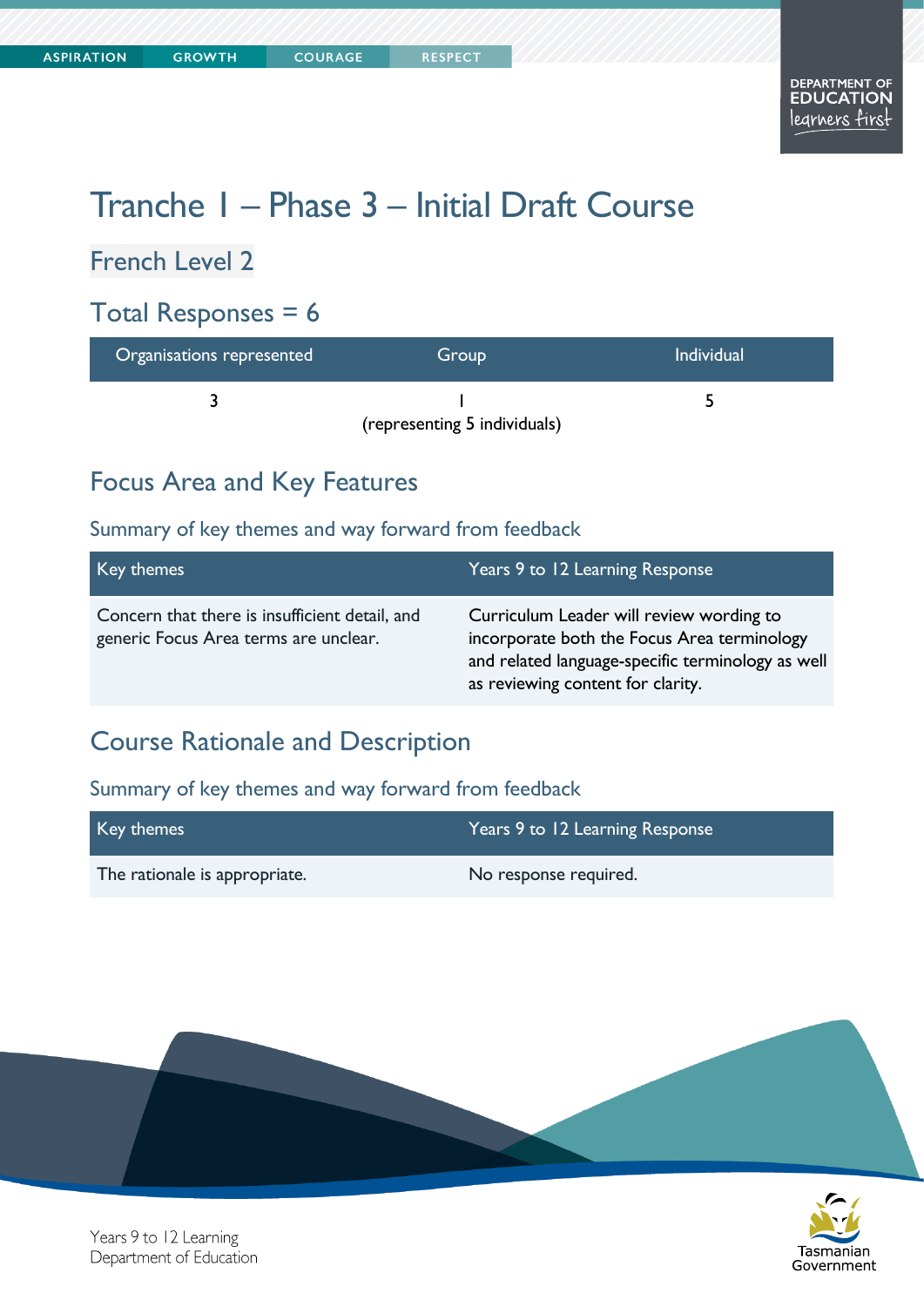# Tranche 1 – Phase 3 – Initial Draft Course

## French Level 2

## Total Responses = 6

| Organisations represented | Group | Individual |
| --- | --- | --- |
| 3 | 1 (representing 5 individuals) | 5 |

## Focus Area and Key Features

### Summary of key themes and way forward from feedback

| Key themes | Years 9 to 12 Learning Response |
| --- | --- |
| Concern that there is insufficient detail, and generic Focus Area terms are unclear. | Curriculum Leader will review wording to incorporate both the Focus Area terminology and related language-specific terminology as well as reviewing content for clarity. |

## Course Rationale and Description

### Summary of key themes and way forward from feedback

| Key themes | Years 9 to 12 Learning Response |
| --- | --- |
| The rationale is appropriate. | No response required. |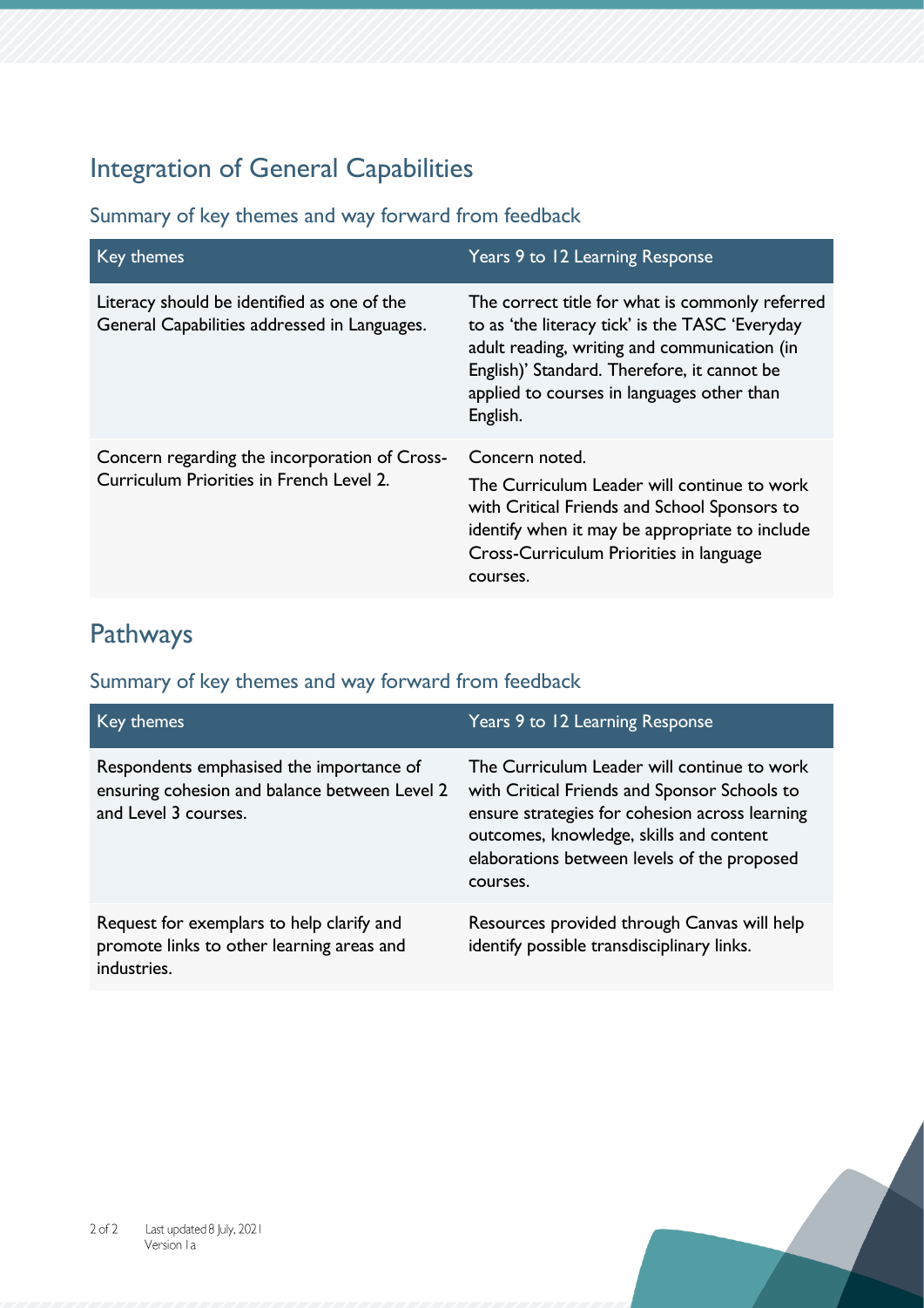## Integration of General Capabilities

### Summary of key themes and way forward from feedback

| Key themes | Years 9 to 12 Learning Response |
|---|---|
| Literacy should be identified as one of the General Capabilities addressed in Languages. | The correct title for what is commonly referred to as 'the literacy tick' is the TASC 'Everyday adult reading, writing and communication (in English)' Standard. Therefore, it cannot be applied to courses in languages other than English. |
| Concern regarding the incorporation of Cross-Curriculum Priorities in French Level 2. | Concern noted.<br>The Curriculum Leader will continue to work with Critical Friends and School Sponsors to identify when it may be appropriate to include Cross-Curriculum Priorities in language courses. |

## Pathways

### Summary of key themes and way forward from feedback

| Key themes | Years 9 to 12 Learning Response |
|---|---|
| Respondents emphasised the importance of ensuring cohesion and balance between Level 2 and Level 3 courses. | The Curriculum Leader will continue to work with Critical Friends and Sponsor Schools to ensure strategies for cohesion across learning outcomes, knowledge, skills and content elaborations between levels of the proposed courses. |
| Request for exemplars to help clarify and promote links to other learning areas and industries. | Resources provided through Canvas will help identify possible transdisciplinary links. |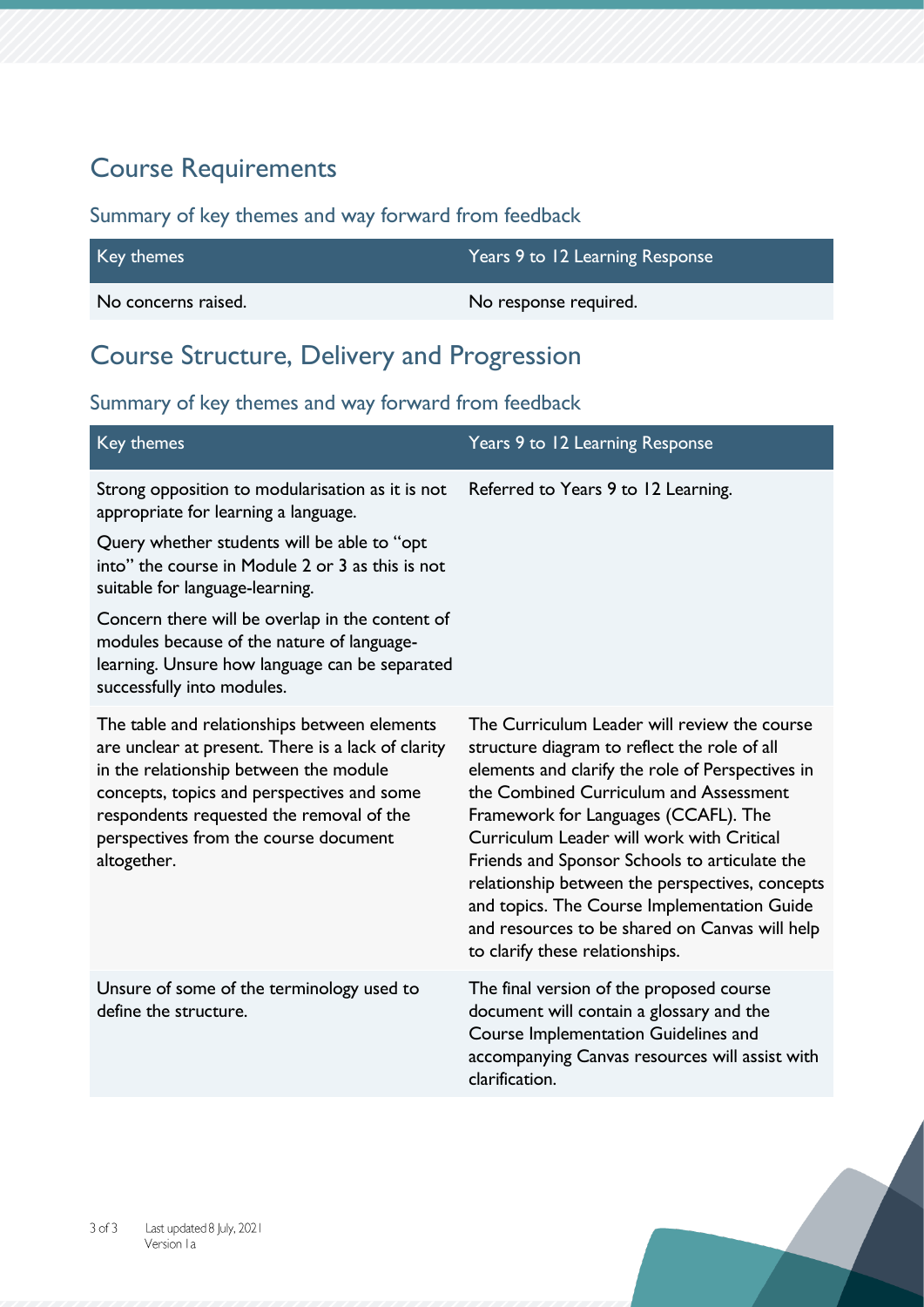## Course Requirements

### Summary of key themes and way forward from feedback

| Key themes | Years 9 to 12 Learning Response |
| --- | --- |
| No concerns raised. | No response required. |

## Course Structure, Delivery and Progression

### Summary of key themes and way forward from feedback

| Key themes | Years 9 to 12 Learning Response |
| --- | --- |
| Strong opposition to modularisation as it is not appropriate for learning a language.<br><br>Query whether students will be able to "opt into" the course in Module 2 or 3 as this is not suitable for language-learning.<br><br>Concern there will be overlap in the content of modules because of the nature of language-learning. Unsure how language can be separated successfully into modules. | Referred to Years 9 to 12 Learning. |
| The table and relationships between elements are unclear at present. There is a lack of clarity in the relationship between the module concepts, topics and perspectives and some respondents requested the removal of the perspectives from the course document altogether. | The Curriculum Leader will review the course structure diagram to reflect the role of all elements and clarify the role of Perspectives in the Combined Curriculum and Assessment Framework for Languages (CCAFL). The Curriculum Leader will work with Critical Friends and Sponsor Schools to articulate the relationship between the perspectives, concepts and topics. The Course Implementation Guide and resources to be shared on Canvas will help to clarify these relationships. |
| Unsure of some of the terminology used to define the structure. | The final version of the proposed course document will contain a glossary and the Course Implementation Guidelines and accompanying Canvas resources will assist with clarification. |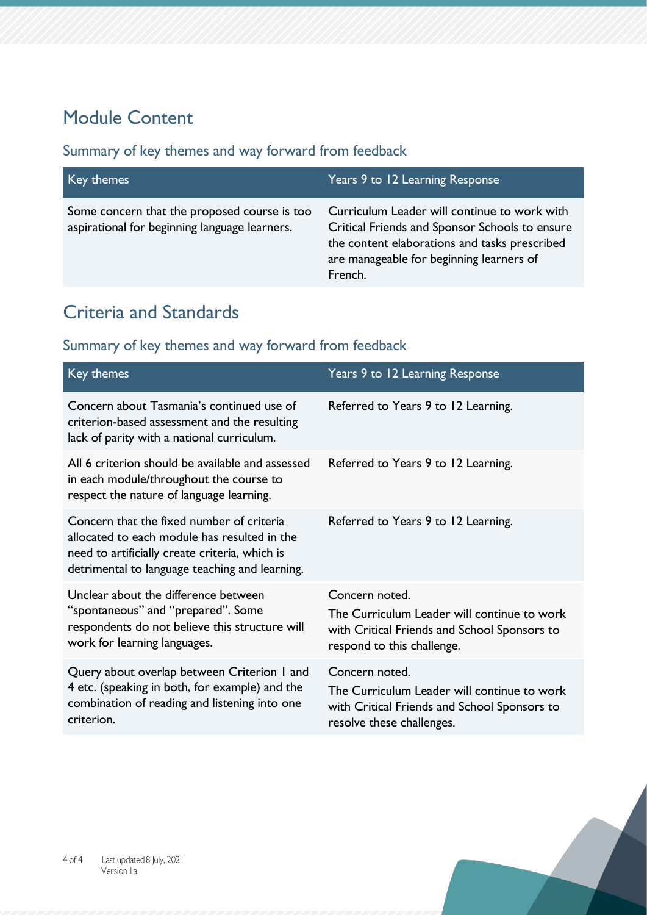## Module Content

### Summary of key themes and way forward from feedback

| Key themes | Years 9 to 12 Learning Response |
|---|---|
| Some concern that the proposed course is too aspirational for beginning language learners. | Curriculum Leader will continue to work with Critical Friends and Sponsor Schools to ensure the content elaborations and tasks prescribed are manageable for beginning learners of French. |

## Criteria and Standards

### Summary of key themes and way forward from feedback

| Key themes | Years 9 to 12 Learning Response |
|---|---|
| Concern about Tasmania's continued use of criterion-based assessment and the resulting lack of parity with a national curriculum. | Referred to Years 9 to 12 Learning. |
| All 6 criterion should be available and assessed in each module/throughout the course to respect the nature of language learning. | Referred to Years 9 to 12 Learning. |
| Concern that the fixed number of criteria allocated to each module has resulted in the need to artificially create criteria, which is detrimental to language teaching and learning. | Referred to Years 9 to 12 Learning. |
| Unclear about the difference between "spontaneous" and "prepared". Some respondents do not believe this structure will work for learning languages. | Concern noted.<br>The Curriculum Leader will continue to work with Critical Friends and School Sponsors to respond to this challenge. |
| Query about overlap between Criterion 1 and 4 etc. (speaking in both, for example) and the combination of reading and listening into one criterion. | Concern noted.<br>The Curriculum Leader will continue to work with Critical Friends and School Sponsors to resolve these challenges. |

Last updated 8 July, 2021
Version 1a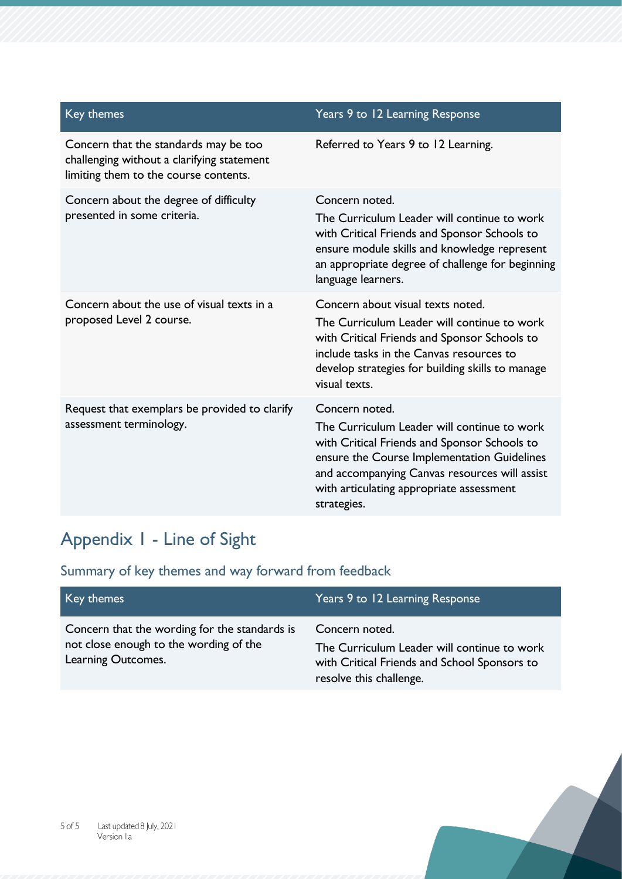| Key themes | Years 9 to 12 Learning Response |
| --- | --- |
| Concern that the standards may be too challenging without a clarifying statement limiting them to the course contents. | Referred to Years 9 to 12 Learning. |
| Concern about the degree of difficulty presented in some criteria. | Concern noted. The Curriculum Leader will continue to work with Critical Friends and Sponsor Schools to ensure module skills and knowledge represent an appropriate degree of challenge for beginning language learners. |
| Concern about the use of visual texts in a proposed Level 2 course. | Concern about visual texts noted. The Curriculum Leader will continue to work with Critical Friends and Sponsor Schools to include tasks in the Canvas resources to develop strategies for building skills to manage visual texts. |
| Request that exemplars be provided to clarify assessment terminology. | Concern noted. The Curriculum Leader will continue to work with Critical Friends and Sponsor Schools to ensure the Course Implementation Guidelines and accompanying Canvas resources will assist with articulating appropriate assessment strategies. |

# Appendix 1 - Line of Sight

## Summary of key themes and way forward from feedback

| Key themes | Years 9 to 12 Learning Response |
| --- | --- |
| Concern that the wording for the standards is not close enough to the wording of the Learning Outcomes. | Concern noted. The Curriculum Leader will continue to work with Critical Friends and School Sponsors to resolve this challenge. |

Last updated 8 July, 2021
Version 1a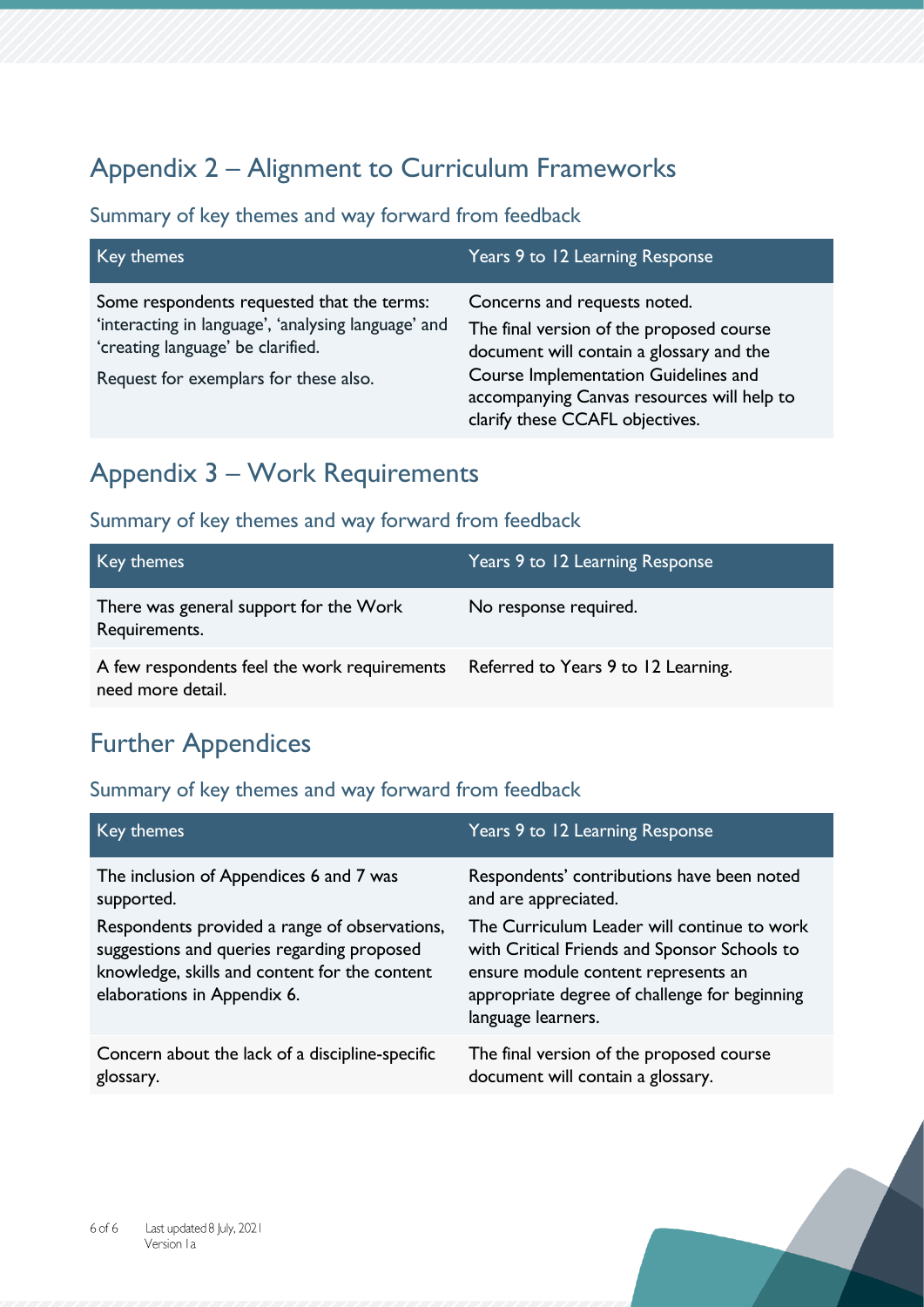## Appendix 2 – Alignment to Curriculum Frameworks

### Summary of key themes and way forward from feedback

| Key themes | Years 9 to 12 Learning Response |
|---|---|
| Some respondents requested that the terms: 'interacting in language', 'analysing language' and 'creating language' be clarified.<br><br>Request for exemplars for these also. | Concerns and requests noted.<br><br>The final version of the proposed course document will contain a glossary and the Course Implementation Guidelines and accompanying Canvas resources will help to clarify these CCAFL objectives. |

## Appendix 3 – Work Requirements

### Summary of key themes and way forward from feedback

| Key themes | Years 9 to 12 Learning Response |
|---|---|
| There was general support for the Work Requirements. | No response required. |
| A few respondents feel the work requirements need more detail. | Referred to Years 9 to 12 Learning. |

## Further Appendices

### Summary of key themes and way forward from feedback

| Key themes | Years 9 to 12 Learning Response |
|---|---|
| The inclusion of Appendices 6 and 7 was supported.<br><br>Respondents provided a range of observations, suggestions and queries regarding proposed knowledge, skills and content for the content elaborations in Appendix 6. | Respondents' contributions have been noted and are appreciated.<br><br>The Curriculum Leader will continue to work with Critical Friends and Sponsor Schools to ensure module content represents an appropriate degree of challenge for beginning language learners. |
| Concern about the lack of a discipline-specific glossary. | The final version of the proposed course document will contain a glossary. |

Last updated 8 July, 2021
Version 1a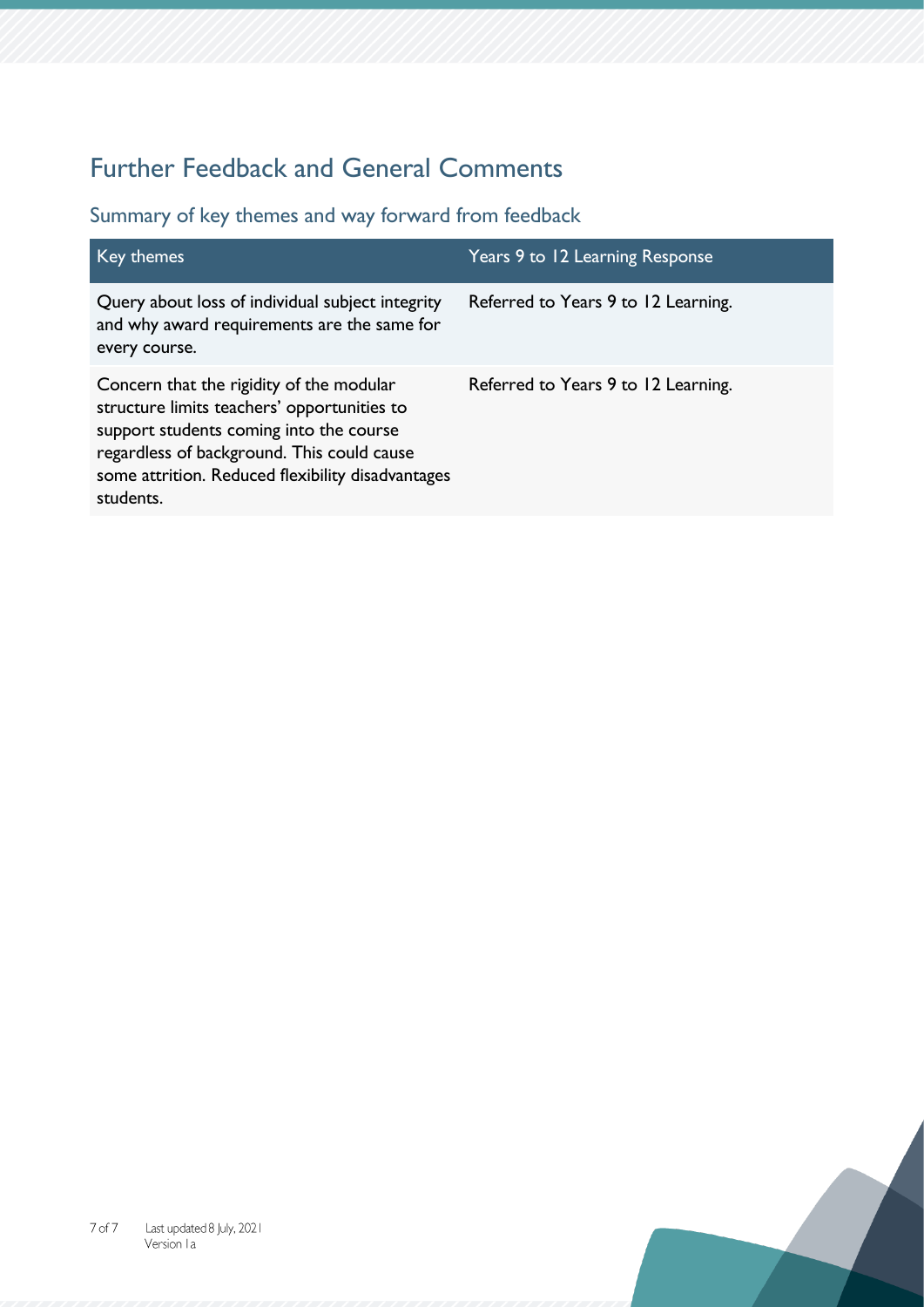## Further Feedback and General Comments

### Summary of key themes and way forward from feedback

| Key themes | Years 9 to 12 Learning Response |
|---|---|
| Query about loss of individual subject integrity and why award requirements are the same for every course. | Referred to Years 9 to 12 Learning. |
| Concern that the rigidity of the modular structure limits teachers' opportunities to support students coming into the course regardless of background. This could cause some attrition. Reduced flexibility disadvantages students. | Referred to Years 9 to 12 Learning. |

Last updated 8 July, 2021
Version 1a